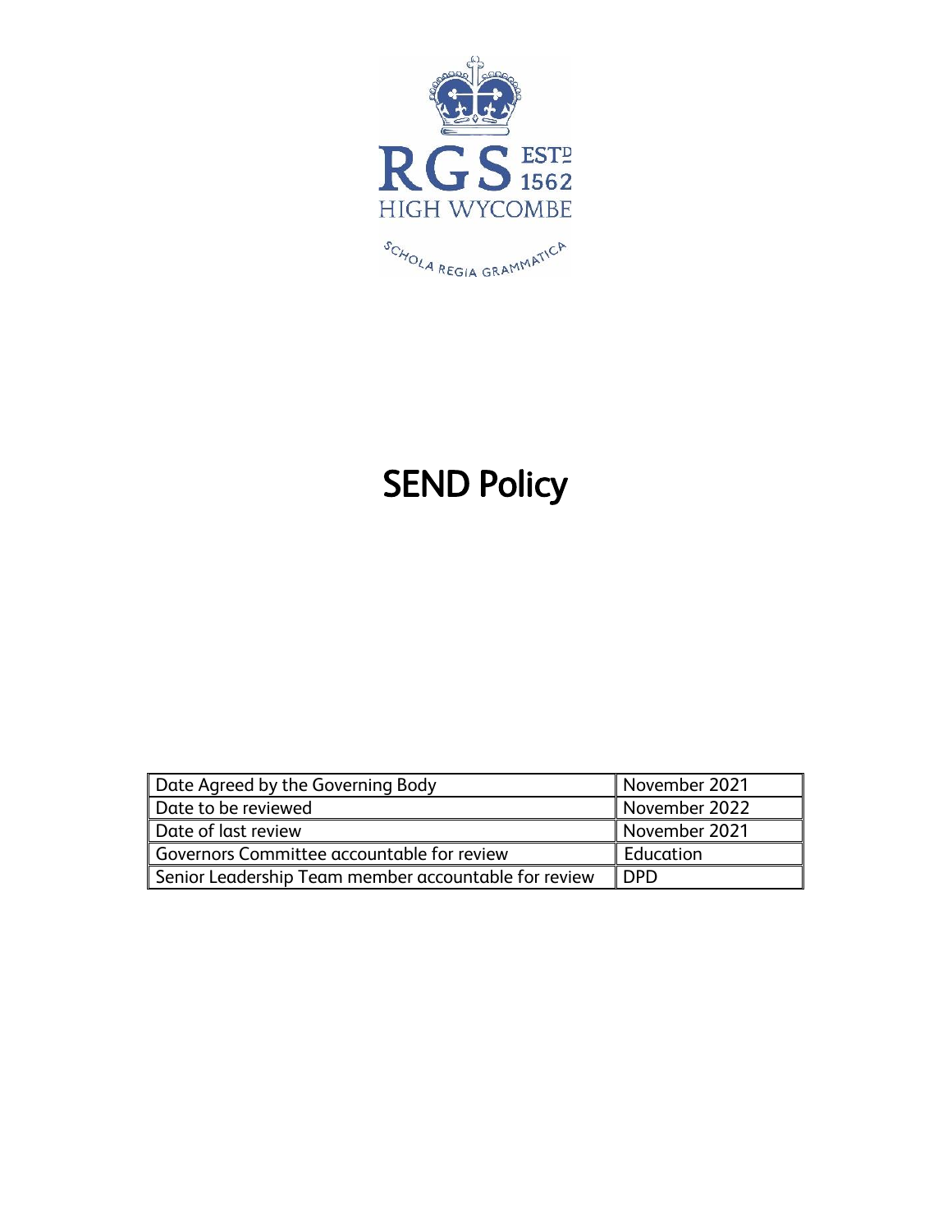RGS ESTD 1562

HIGH WYCOMBE

SCHOLA REGIA GRAMMATICA

# SEND Policy

| Date Agreed by the Governing Body | November 2021 |
|---|---|
| Date to be reviewed | November 2022 |
| Date of last review | November 2021 |
| Governors Committee accountable for review | Education |
| Senior Leadership Team member accountable for review | DPD |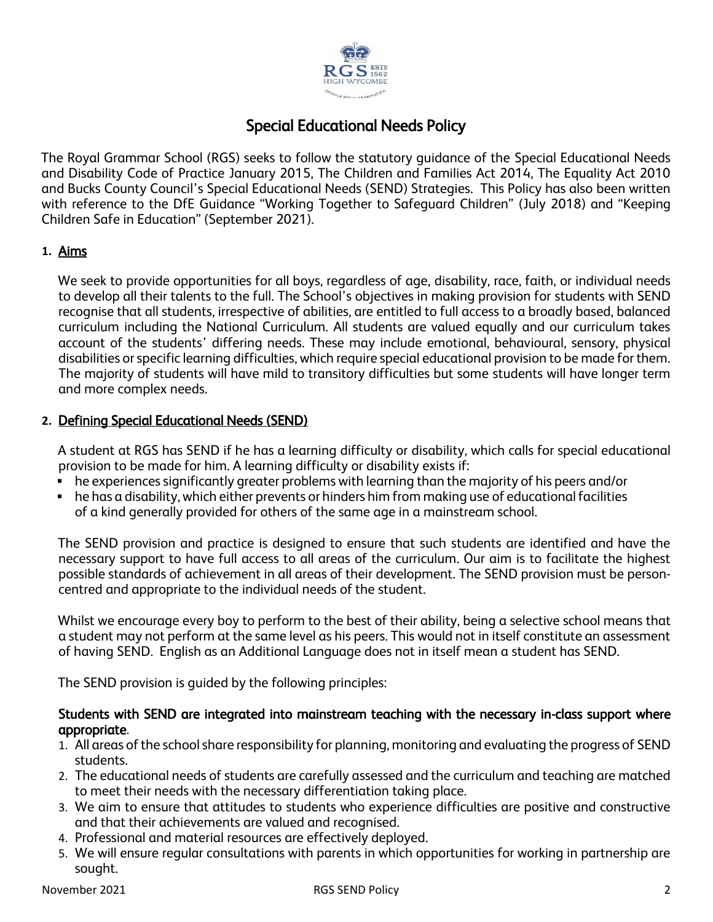# Special Educational Needs Policy

The Royal Grammar School (RGS) seeks to follow the statutory guidance of the Special Educational Needs and Disability Code of Practice January 2015, The Children and Families Act 2014, The Equality Act 2010 and Bucks County Council's Special Educational Needs (SEND) Strategies. This Policy has also been written with reference to the DfE Guidance "Working Together to Safeguard Children" (July 2018) and "Keeping Children Safe in Education" (September 2021).

## 1. Aims

We seek to provide opportunities for all boys, regardless of age, disability, race, faith, or individual needs to develop all their talents to the full. The School's objectives in making provision for students with SEND recognise that all students, irrespective of abilities, are entitled to full access to a broadly based, balanced curriculum including the National Curriculum. All students are valued equally and our curriculum takes account of the students' differing needs. These may include emotional, behavioural, sensory, physical disabilities or specific learning difficulties, which require special educational provision to be made for them. The majority of students will have mild to transitory difficulties but some students will have longer term and more complex needs.

## 2. Defining Special Educational Needs (SEND)

A student at RGS has SEND if he has a learning difficulty or disability, which calls for special educational provision to be made for him. A learning difficulty or disability exists if:

- he experiences significantly greater problems with learning than the majority of his peers and/or
- he has a disability, which either prevents or hinders him from making use of educational facilities of a kind generally provided for others of the same age in a mainstream school.

The SEND provision and practice is designed to ensure that such students are identified and have the necessary support to have full access to all areas of the curriculum. Our aim is to facilitate the highest possible standards of achievement in all areas of their development. The SEND provision must be person-centred and appropriate to the individual needs of the student.

Whilst we encourage every boy to perform to the best of their ability, being a selective school means that a student may not perform at the same level as his peers. This would not in itself constitute an assessment of having SEND. English as an Additional Language does not in itself mean a student has SEND.

The SEND provision is guided by the following principles:

**Students with SEND are integrated into mainstream teaching with the necessary in-class support where appropriate.**

1. All areas of the school share responsibility for planning, monitoring and evaluating the progress of SEND students.
2. The educational needs of students are carefully assessed and the curriculum and teaching are matched to meet their needs with the necessary differentiation taking place.
3. We aim to ensure that attitudes to students who experience difficulties are positive and constructive and that their achievements are valued and recognised.
4. Professional and material resources are effectively deployed.
5. We will ensure regular consultations with parents in which opportunities for working in partnership are sought.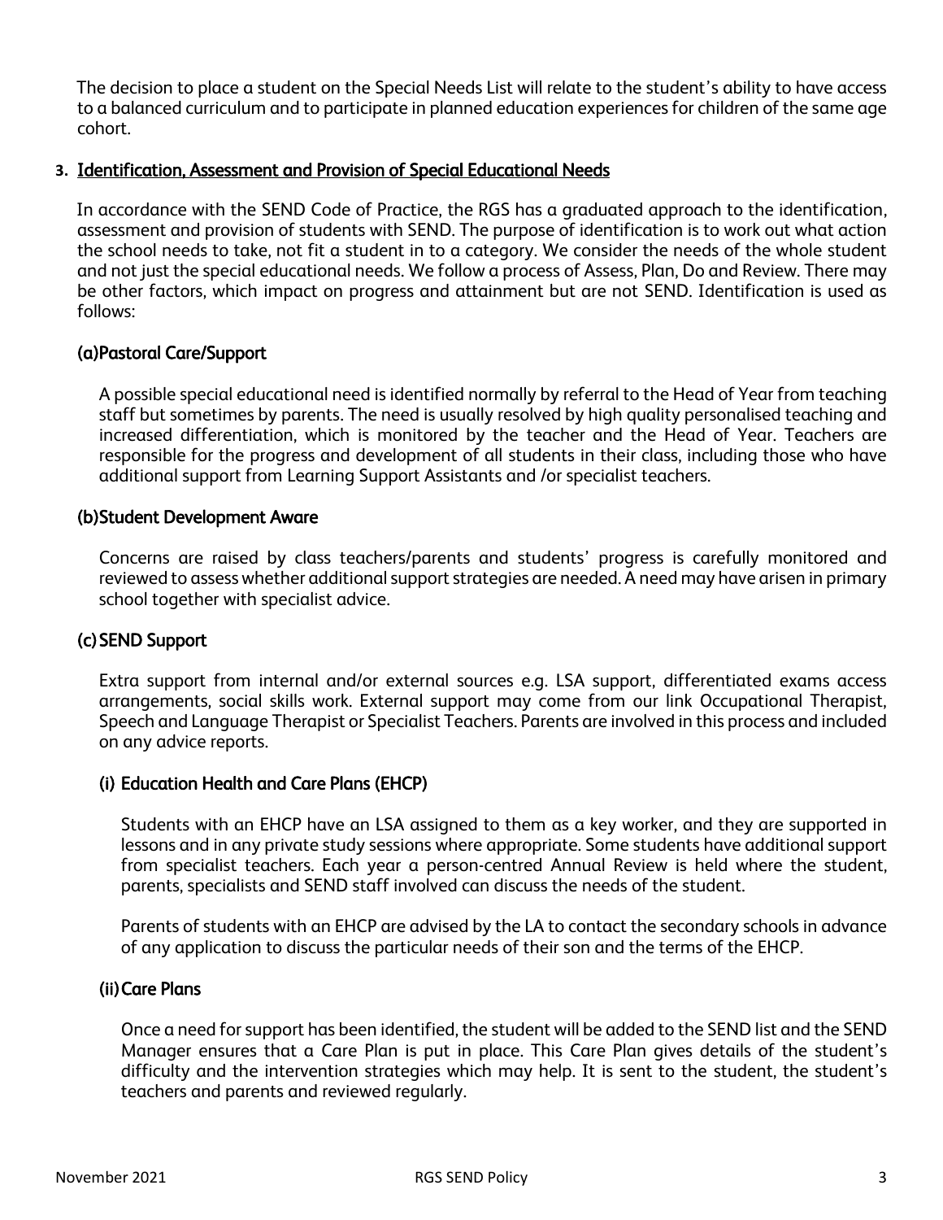The decision to place a student on the Special Needs List will relate to the student's ability to have access to a balanced curriculum and to participate in planned education experiences for children of the same age cohort.

## 3. Identification, Assessment and Provision of Special Educational Needs

In accordance with the SEND Code of Practice, the RGS has a graduated approach to the identification, assessment and provision of students with SEND. The purpose of identification is to work out what action the school needs to take, not fit a student in to a category. We consider the needs of the whole student and not just the special educational needs. We follow a process of Assess, Plan, Do and Review. There may be other factors, which impact on progress and attainment but are not SEND. Identification is used as follows:

### (a) Pastoral Care/Support

A possible special educational need is identified normally by referral to the Head of Year from teaching staff but sometimes by parents. The need is usually resolved by high quality personalised teaching and increased differentiation, which is monitored by the teacher and the Head of Year. Teachers are responsible for the progress and development of all students in their class, including those who have additional support from Learning Support Assistants and /or specialist teachers.

### (b) Student Development Aware

Concerns are raised by class teachers/parents and students' progress is carefully monitored and reviewed to assess whether additional support strategies are needed. A need may have arisen in primary school together with specialist advice.

### (c) SEND Support

Extra support from internal and/or external sources e.g. LSA support, differentiated exams access arrangements, social skills work. External support may come from our link Occupational Therapist, Speech and Language Therapist or Specialist Teachers. Parents are involved in this process and included on any advice reports.

#### (i) Education Health and Care Plans (EHCP)

Students with an EHCP have an LSA assigned to them as a key worker, and they are supported in lessons and in any private study sessions where appropriate. Some students have additional support from specialist teachers. Each year a person-centred Annual Review is held where the student, parents, specialists and SEND staff involved can discuss the needs of the student.

Parents of students with an EHCP are advised by the LA to contact the secondary schools in advance of any application to discuss the particular needs of their son and the terms of the EHCP.

#### (ii) Care Plans

Once a need for support has been identified, the student will be added to the SEND list and the SEND Manager ensures that a Care Plan is put in place. This Care Plan gives details of the student's difficulty and the intervention strategies which may help. It is sent to the student, the student's teachers and parents and reviewed regularly.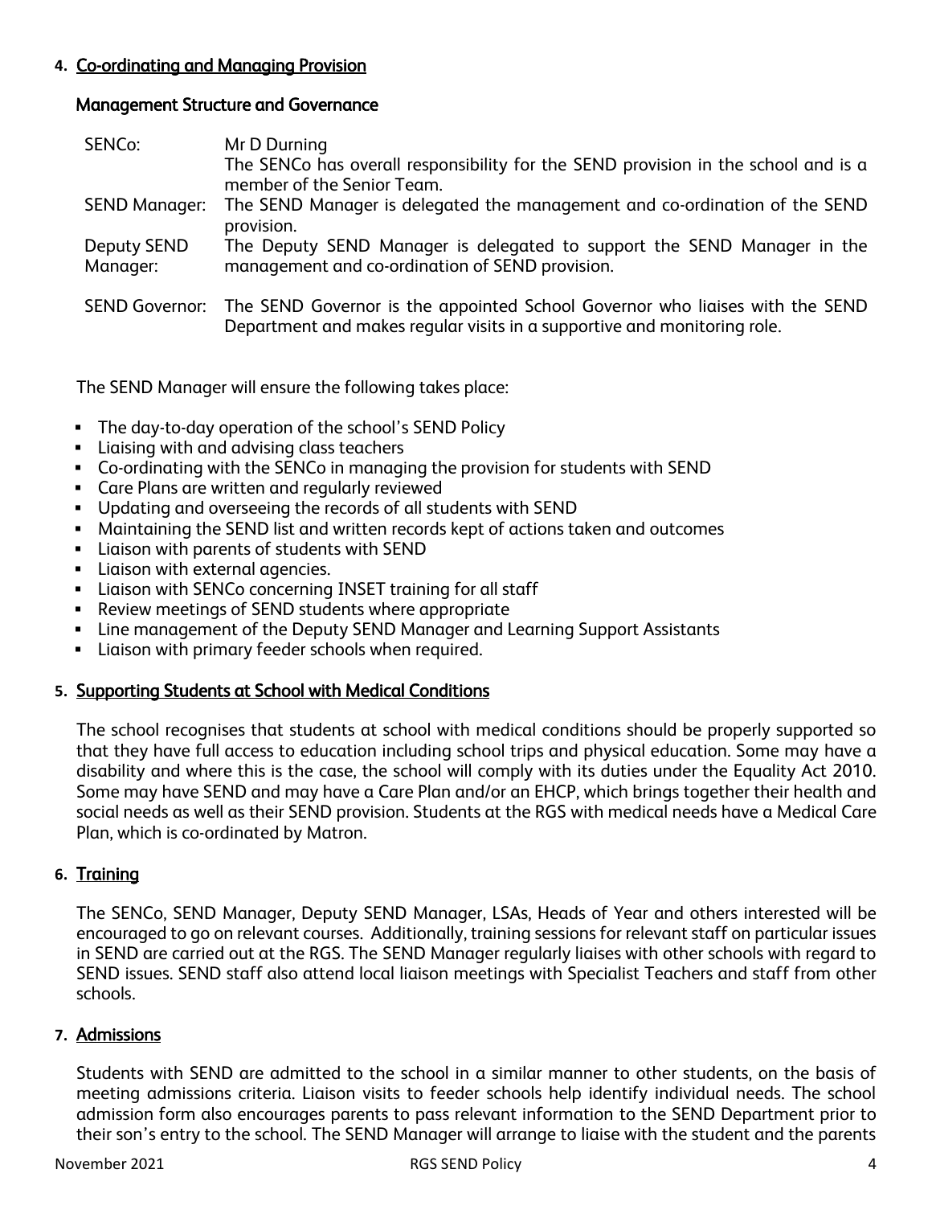## 4. Co-ordinating and Managing Provision

### Management Structure and Governance

| | |
|---|---|
| SENCo: | Mr D Durning<br>The SENCo has overall responsibility for the SEND provision in the school and is a member of the Senior Team. |
| SEND Manager: | The SEND Manager is delegated the management and co-ordination of the SEND provision. |
| Deputy SEND Manager: | The Deputy SEND Manager is delegated to support the SEND Manager in the management and co-ordination of SEND provision. |
| SEND Governor: | The SEND Governor is the appointed School Governor who liaises with the SEND Department and makes regular visits in a supportive and monitoring role. |

The SEND Manager will ensure the following takes place:

- The day-to-day operation of the school's SEND Policy
- Liaising with and advising class teachers
- Co-ordinating with the SENCo in managing the provision for students with SEND
- Care Plans are written and regularly reviewed
- Updating and overseeing the records of all students with SEND
- Maintaining the SEND list and written records kept of actions taken and outcomes
- Liaison with parents of students with SEND
- Liaison with external agencies.
- Liaison with SENCo concerning INSET training for all staff
- Review meetings of SEND students where appropriate
- Line management of the Deputy SEND Manager and Learning Support Assistants
- Liaison with primary feeder schools when required.

## 5. Supporting Students at School with Medical Conditions

The school recognises that students at school with medical conditions should be properly supported so that they have full access to education including school trips and physical education. Some may have a disability and where this is the case, the school will comply with its duties under the Equality Act 2010. Some may have SEND and may have a Care Plan and/or an EHCP, which brings together their health and social needs as well as their SEND provision. Students at the RGS with medical needs have a Medical Care Plan, which is co-ordinated by Matron.

## 6. Training

The SENCo, SEND Manager, Deputy SEND Manager, LSAs, Heads of Year and others interested will be encouraged to go on relevant courses. Additionally, training sessions for relevant staff on particular issues in SEND are carried out at the RGS. The SEND Manager regularly liaises with other schools with regard to SEND issues. SEND staff also attend local liaison meetings with Specialist Teachers and staff from other schools.

## 7. Admissions

Students with SEND are admitted to the school in a similar manner to other students, on the basis of meeting admissions criteria. Liaison visits to feeder schools help identify individual needs. The school admission form also encourages parents to pass relevant information to the SEND Department prior to their son's entry to the school. The SEND Manager will arrange to liaise with the student and the parents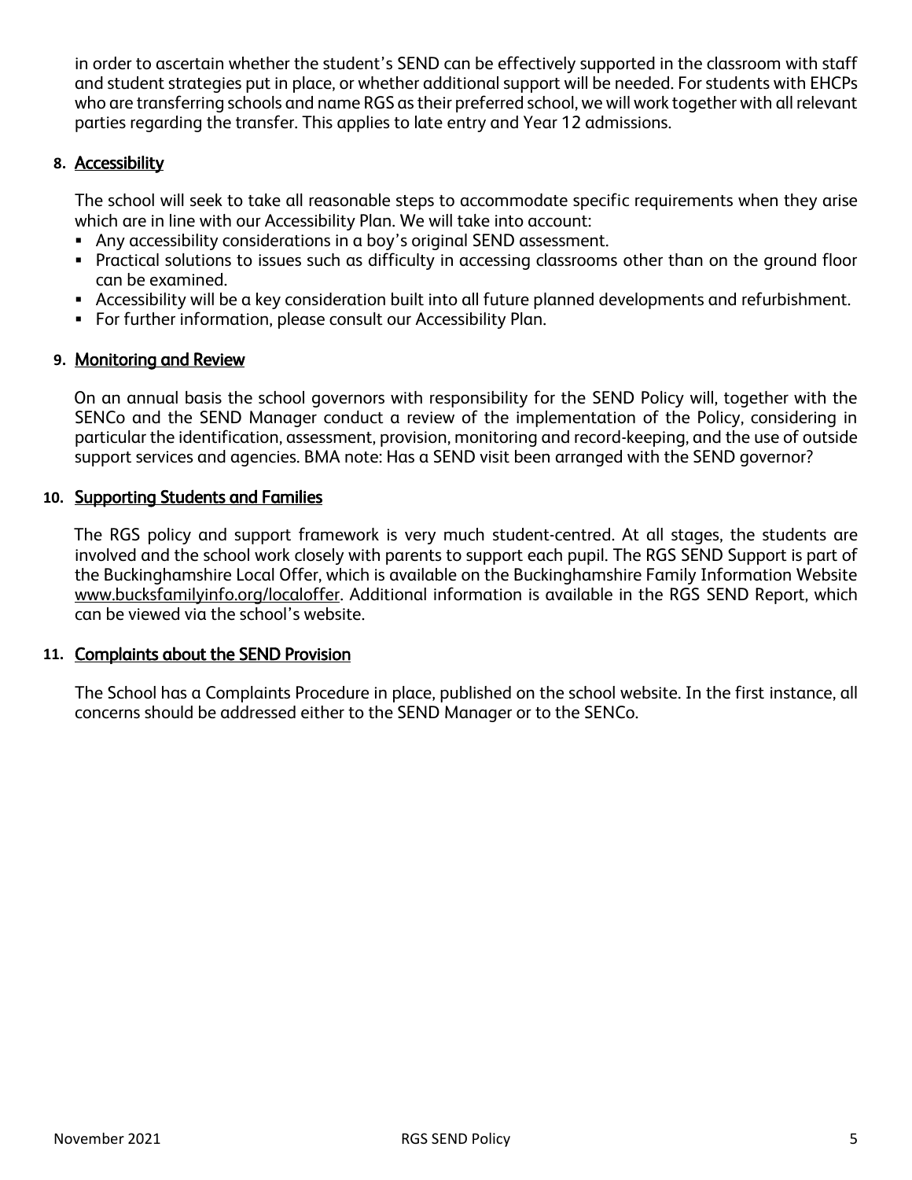in order to ascertain whether the student's SEND can be effectively supported in the classroom with staff and student strategies put in place, or whether additional support will be needed. For students with EHCPs who are transferring schools and name RGS as their preferred school, we will work together with all relevant parties regarding the transfer. This applies to late entry and Year 12 admissions.

## 8. Accessibility

The school will seek to take all reasonable steps to accommodate specific requirements when they arise which are in line with our Accessibility Plan. We will take into account:

- Any accessibility considerations in a boy's original SEND assessment.
- Practical solutions to issues such as difficulty in accessing classrooms other than on the ground floor can be examined.
- Accessibility will be a key consideration built into all future planned developments and refurbishment.
- For further information, please consult our Accessibility Plan.

## 9. Monitoring and Review

On an annual basis the school governors with responsibility for the SEND Policy will, together with the SENCo and the SEND Manager conduct a review of the implementation of the Policy, considering in particular the identification, assessment, provision, monitoring and record-keeping, and the use of outside support services and agencies. BMA note: Has a SEND visit been arranged with the SEND governor?

## 10. Supporting Students and Families

The RGS policy and support framework is very much student-centred. At all stages, the students are involved and the school work closely with parents to support each pupil. The RGS SEND Support is part of the Buckinghamshire Local Offer, which is available on the Buckinghamshire Family Information Website www.bucksfamilyinfo.org/localoffer. Additional information is available in the RGS SEND Report, which can be viewed via the school's website.

## 11. Complaints about the SEND Provision

The School has a Complaints Procedure in place, published on the school website. In the first instance, all concerns should be addressed either to the SEND Manager or to the SENCo.